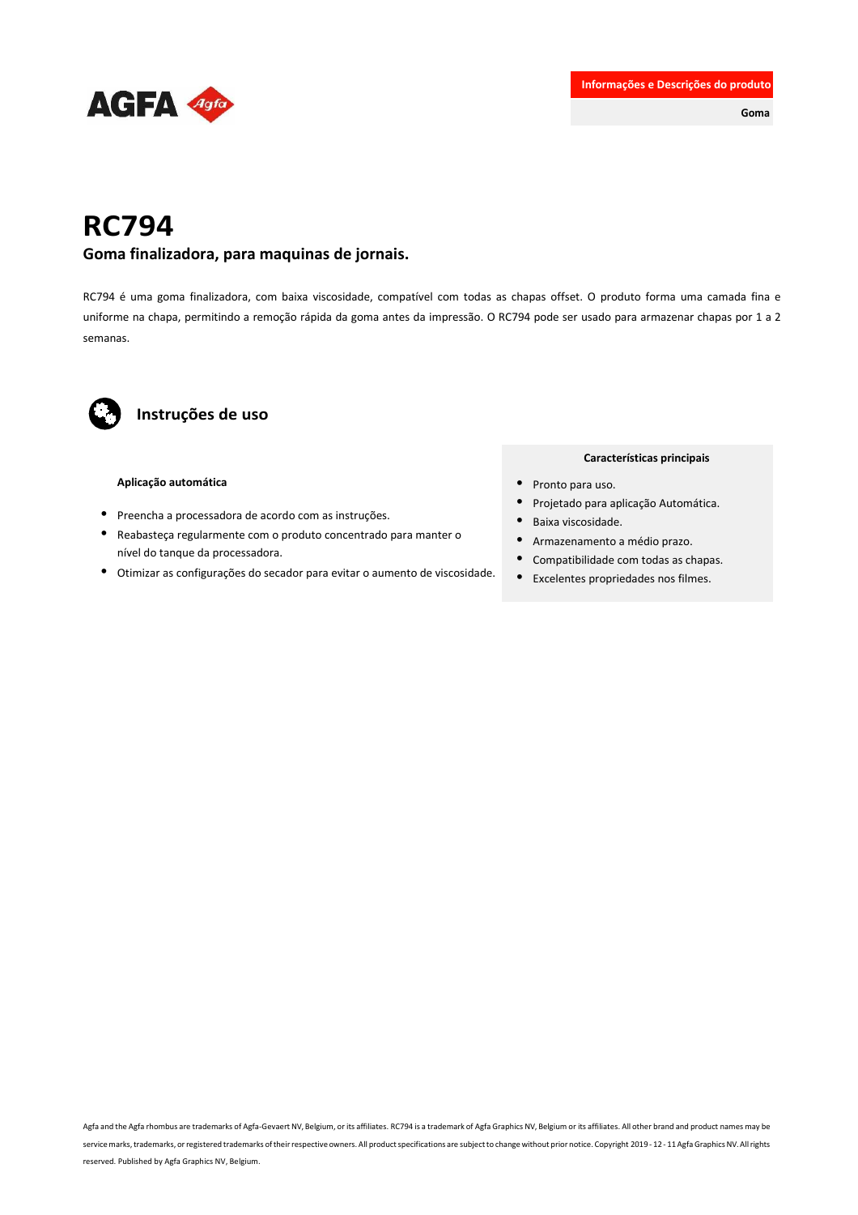**Informações e Descrições do produto**

**Goma**

# RC794

## Goma finalizadora, para maquinas de jornais.

RC794 é uma goma finalizadora, com baixa viscosidade, compatível com todas as chapas offset. O produto forma uma camada fina e uniforme na chapa, permitindo a remoção rápida da goma antes da impressão. O RC794 pode ser usado para armazenar chapas por 1 a 2 semanas.

## Instruções de uso

**Aplicação automática**

- Preencha a processadora de acordo com as instruções.
- Reabasteça regularmente com o produto concentrado para manter o nível do tanque da processadora.
- Otimizar as configurações do secador para evitar o aumento de viscosidade.

**Características principais**

- Pronto para uso.
- Projetado para aplicação Automática.
- Baixa viscosidade.
- Armazenamento a médio prazo.
- Compatibilidade com todas as chapas.
- Excelentes propriedades nos filmes.

Agfa and the Agfa rhombus are trademarks of Agfa-Gevaert NV, Belgium, or its affiliates. RC794 is a trademark of Agfa Graphics NV, Belgium or its affiliates. All other brand and product names may be service marks, trademarks, or registered trademarks of their respective owners. All product specifications are subject to change without prior notice. Copyright 2019 - 12 - 11 Agfa Graphics NV. All rights reserved. Published by Agfa Graphics NV, Belgium.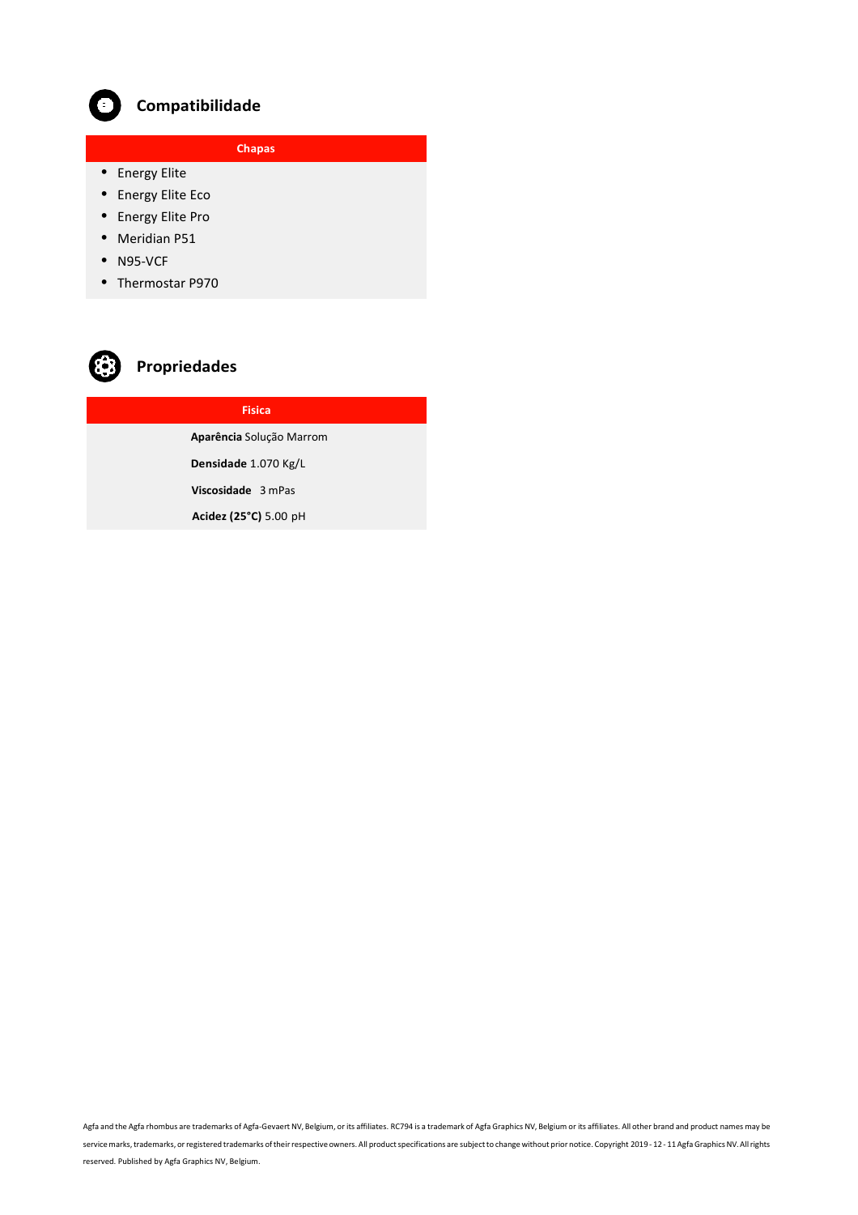## Compatibilidade

**Chapas**

- Energy Elite
- Energy Elite Eco
- Energy Elite Pro
- Meridian P51
- N95-VCF
- Thermostar P970

## Propriedades

**Fisica**

**Aparência** Solução Marrom

**Densidade** 1.070 Kg/L

**Viscosidade** 3 mPas

**Acidez (25°C)** 5.00 pH

Agfa and the Agfa rhombus are trademarks of Agfa-Gevaert NV, Belgium, or its affiliates. RC794 is a trademark of Agfa Graphics NV, Belgium or its affiliates. All other brand and product names may be service marks, trademarks, or registered trademarks of their respective owners. All product specifications are subject to change without prior notice. Copyright 2019 - 12 - 11 Agfa Graphics NV. All rights reserved. Published by Agfa Graphics NV, Belgium.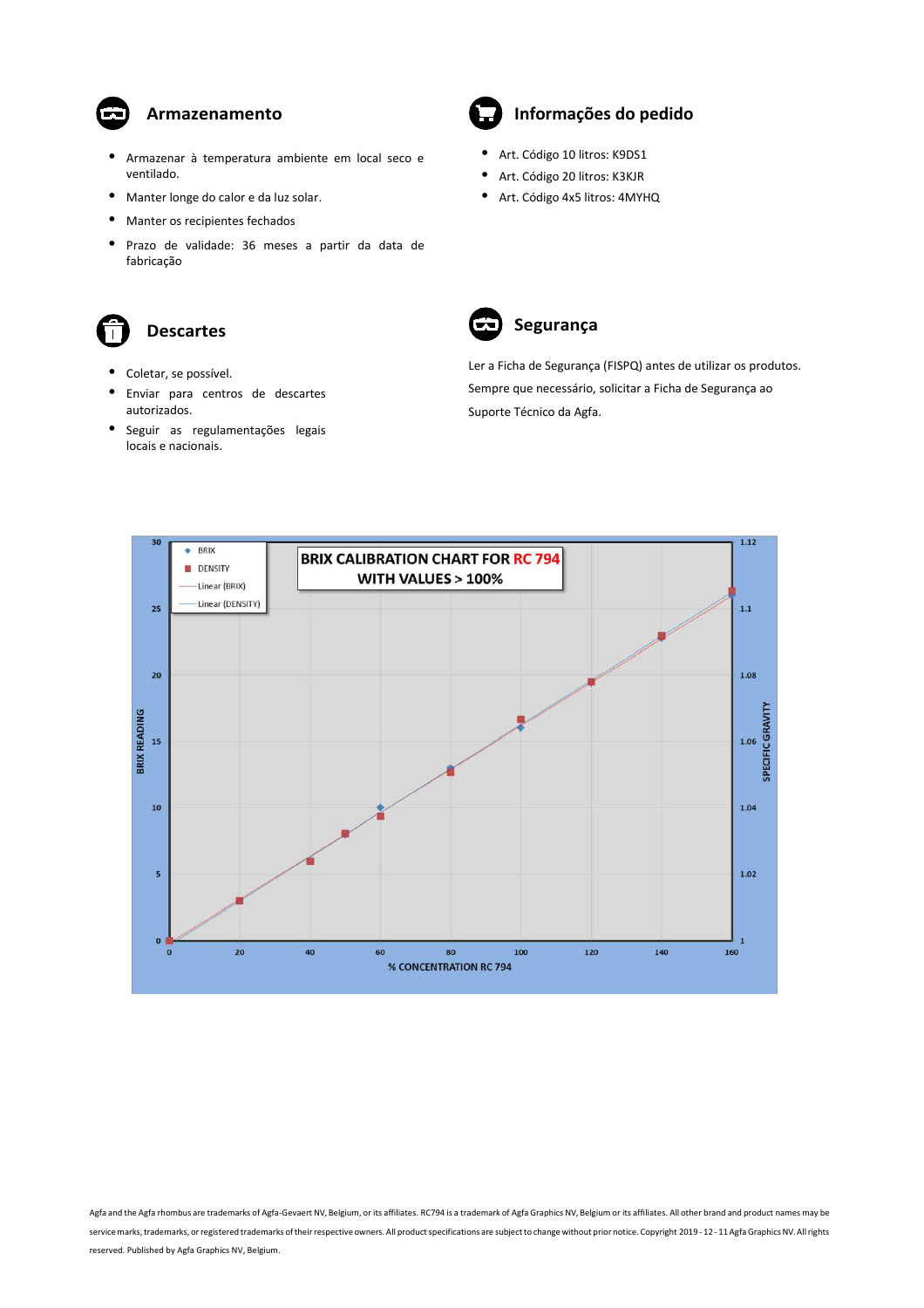## Armazenamento

- Armazenar à temperatura ambiente em local seco e ventilado.
- Manter longe do calor e da luz solar.
- Manter os recipientes fechados
- Prazo de validade: 36 meses a partir da data de fabricação

## Informações do pedido

- Art. Código 10 litros: K9DS1
- Art. Código 20 litros: K3KJR
- Art. Código 4x5 litros: 4MYHQ

## Descartes

- Coletar, se possível.
- Enviar para centros de descartes autorizados.
- Seguir as regulamentações legais locais e nacionais.

## Segurança

Ler a Ficha de Segurança (FISPQ) antes de utilizar os produtos.
Sempre que necessário, solicitar a Ficha de Segurança ao Suporte Técnico da Agfa.

BRIX CALIBRATION CHART FOR RC 794
WITH VALUES > 100%

BRIX
DENSITY
Linear (BRIX)
Linear (DENSITY)

BRIX READING
0
5
10
15
20
25
30

SPECIFIC GRAVITY
1
1.02
1.04
1.06
1.08
1.1
1.12

% CONCENTRATION RC 794
0
20
40
60
80
100
120
140
160

Agfa and the Agfa rhombus are trademarks of Agfa-Gevaert NV, Belgium, or its affiliates. RC794 is a trademark of Agfa Graphics NV, Belgium or its affiliates. All other brand and product names may be service marks, trademarks, or registered trademarks of their respective owners. All product specifications are subject to change without prior notice. Copyright 2019 - 12 - 11 Agfa Graphics NV. All rights reserved. Published by Agfa Graphics NV, Belgium.